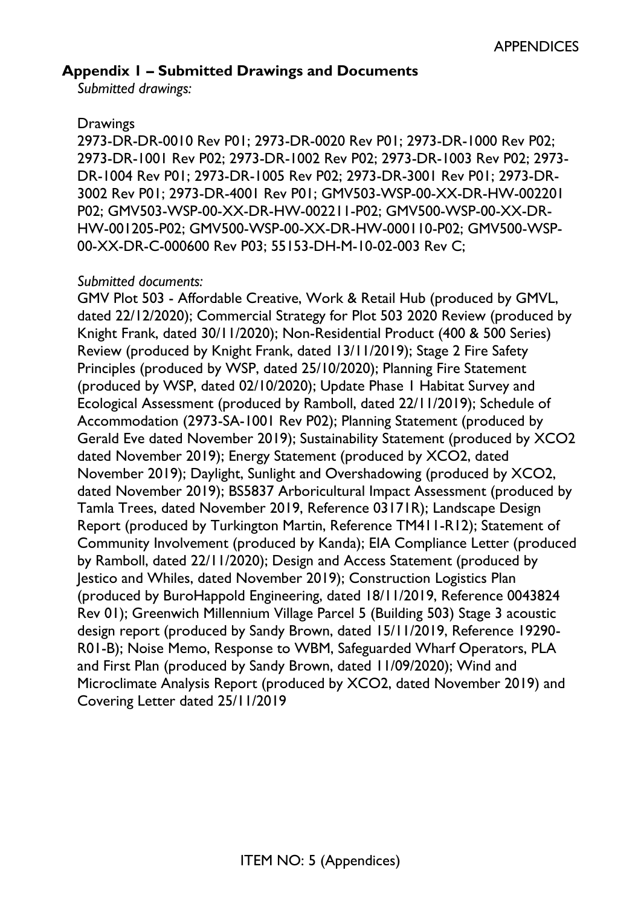## Appendix 1 – Submitted Drawings and Documents

*Submitted drawings:*

Drawings

2973-DR-DR-0010 Rev P01; 2973-DR-0020 Rev P01; 2973-DR-1000 Rev P02; 2973-DR-1001 Rev P02; 2973-DR-1002 Rev P02; 2973-DR-1003 Rev P02; 2973-DR-1004 Rev P01; 2973-DR-1005 Rev P02; 2973-DR-3001 Rev P01; 2973-DR-3002 Rev P01; 2973-DR-4001 Rev P01; GMV503-WSP-00-XX-DR-HW-002201 P02; GMV503-WSP-00-XX-DR-HW-002211-P02; GMV500-WSP-00-XX-DR-HW-001205-P02; GMV500-WSP-00-XX-DR-HW-000110-P02; GMV500-WSP-00-XX-DR-C-000600 Rev P03; 55153-DH-M-10-02-003 Rev C;

*Submitted documents:*

GMV Plot 503 - Affordable Creative, Work & Retail Hub (produced by GMVL, dated 22/12/2020); Commercial Strategy for Plot 503 2020 Review (produced by Knight Frank, dated 30/11/2020); Non-Residential Product (400 & 500 Series) Review (produced by Knight Frank, dated 13/11/2019); Stage 2 Fire Safety Principles (produced by WSP, dated 25/10/2020); Planning Fire Statement (produced by WSP, dated 02/10/2020); Update Phase 1 Habitat Survey and Ecological Assessment (produced by Ramboll, dated 22/11/2019); Schedule of Accommodation (2973-SA-1001 Rev P02); Planning Statement (produced by Gerald Eve dated November 2019); Sustainability Statement (produced by XCO2 dated November 2019); Energy Statement (produced by XCO2, dated November 2019); Daylight, Sunlight and Overshadowing (produced by XCO2, dated November 2019); BS5837 Arboricultural Impact Assessment (produced by Tamla Trees, dated November 2019, Reference 03171R); Landscape Design Report (produced by Turkington Martin, Reference TM411-R12); Statement of Community Involvement (produced by Kanda); EIA Compliance Letter (produced by Ramboll, dated 22/11/2020); Design and Access Statement (produced by Jestico and Whiles, dated November 2019); Construction Logistics Plan (produced by BuroHappold Engineering, dated 18/11/2019, Reference 0043824 Rev 01); Greenwich Millennium Village Parcel 5 (Building 503) Stage 3 acoustic design report (produced by Sandy Brown, dated 15/11/2019, Reference 19290-R01-B); Noise Memo, Response to WBM, Safeguarded Wharf Operators, PLA and First Plan (produced by Sandy Brown, dated 11/09/2020); Wind and Microclimate Analysis Report (produced by XCO2, dated November 2019) and Covering Letter dated 25/11/2019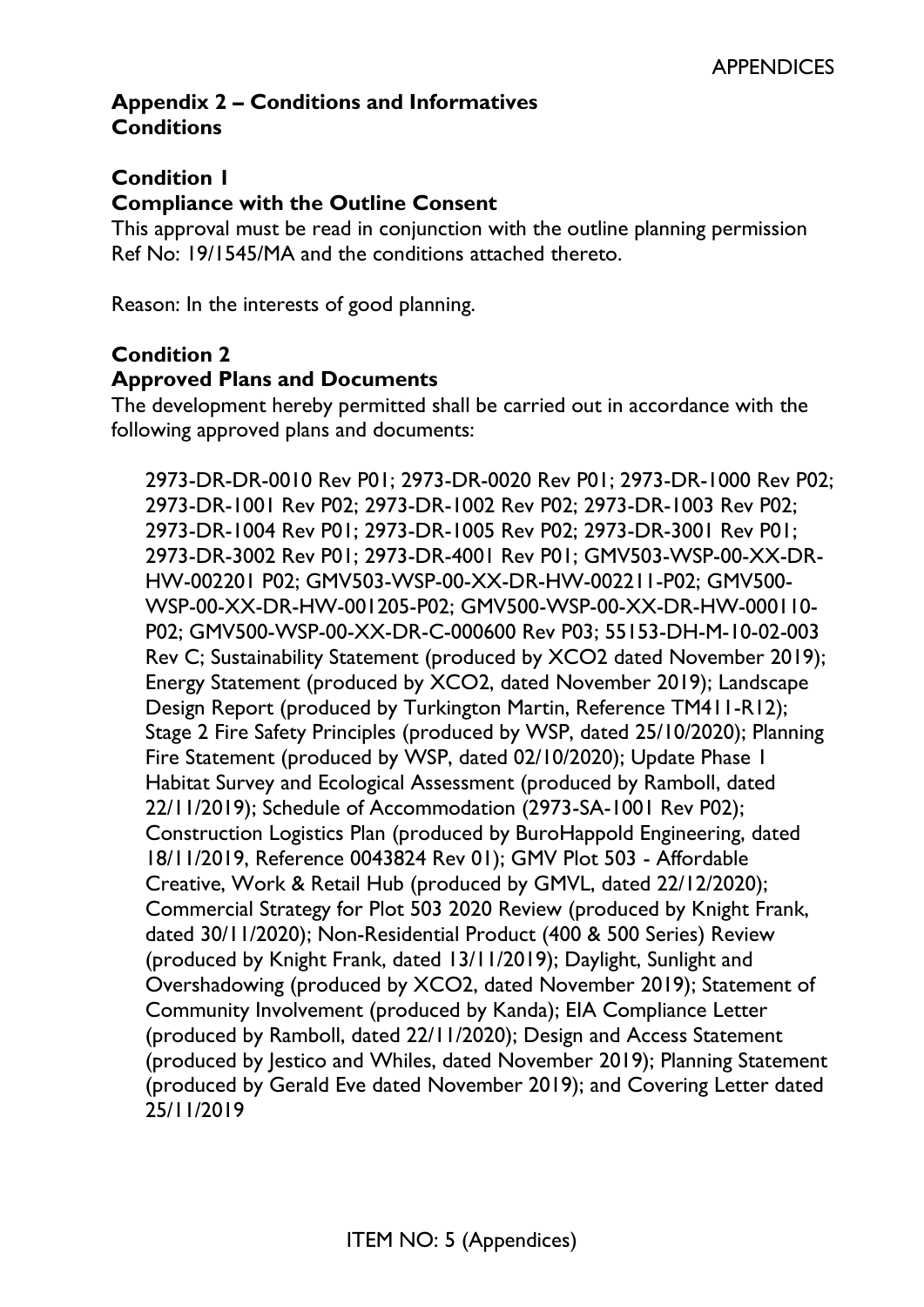## Appendix 2 – Conditions and Informatives
## Conditions

### Condition 1
### Compliance with the Outline Consent

This approval must be read in conjunction with the outline planning permission Ref No: 19/1545/MA and the conditions attached thereto.

Reason: In the interests of good planning.

### Condition 2
### Approved Plans and Documents

The development hereby permitted shall be carried out in accordance with the following approved plans and documents:

> 2973-DR-DR-0010 Rev P01; 2973-DR-0020 Rev P01; 2973-DR-1000 Rev P02; 2973-DR-1001 Rev P02; 2973-DR-1002 Rev P02; 2973-DR-1003 Rev P02; 2973-DR-1004 Rev P01; 2973-DR-1005 Rev P02; 2973-DR-3001 Rev P01; 2973-DR-3002 Rev P01; 2973-DR-4001 Rev P01; GMV503-WSP-00-XX-DR-HW-002201 P02; GMV503-WSP-00-XX-DR-HW-002211-P02; GMV500-WSP-00-XX-DR-HW-001205-P02; GMV500-WSP-00-XX-DR-HW-000110-P02; GMV500-WSP-00-XX-DR-C-000600 Rev P03; 55153-DH-M-10-02-003 Rev C; Sustainability Statement (produced by XCO2 dated November 2019); Energy Statement (produced by XCO2, dated November 2019); Landscape Design Report (produced by Turkington Martin, Reference TM411-R12); Stage 2 Fire Safety Principles (produced by WSP, dated 25/10/2020); Planning Fire Statement (produced by WSP, dated 02/10/2020); Update Phase 1 Habitat Survey and Ecological Assessment (produced by Ramboll, dated 22/11/2019); Schedule of Accommodation (2973-SA-1001 Rev P02); Construction Logistics Plan (produced by BuroHappold Engineering, dated 18/11/2019, Reference 0043824 Rev 01); GMV Plot 503 - Affordable Creative, Work & Retail Hub (produced by GMVL, dated 22/12/2020); Commercial Strategy for Plot 503 2020 Review (produced by Knight Frank, dated 30/11/2020); Non-Residential Product (400 & 500 Series) Review (produced by Knight Frank, dated 13/11/2019); Daylight, Sunlight and Overshadowing (produced by XCO2, dated November 2019); Statement of Community Involvement (produced by Kanda); EIA Compliance Letter (produced by Ramboll, dated 22/11/2020); Design and Access Statement (produced by Jestico and Whiles, dated November 2019); Planning Statement (produced by Gerald Eve dated November 2019); and Covering Letter dated 25/11/2019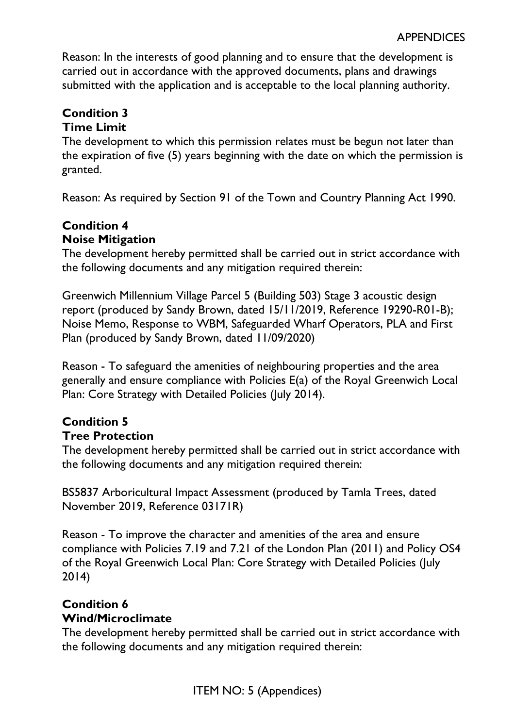Reason: In the interests of good planning and to ensure that the development is carried out in accordance with the approved documents, plans and drawings submitted with the application and is acceptable to the local planning authority.

**Condition 3**
**Time Limit**

The development to which this permission relates must be begun not later than the expiration of five (5) years beginning with the date on which the permission is granted.

Reason: As required by Section 91 of the Town and Country Planning Act 1990.

**Condition 4**
**Noise Mitigation**

The development hereby permitted shall be carried out in strict accordance with the following documents and any mitigation required therein:

Greenwich Millennium Village Parcel 5 (Building 503) Stage 3 acoustic design report (produced by Sandy Brown, dated 15/11/2019, Reference 19290-R01-B); Noise Memo, Response to WBM, Safeguarded Wharf Operators, PLA and First Plan (produced by Sandy Brown, dated 11/09/2020)

Reason - To safeguard the amenities of neighbouring properties and the area generally and ensure compliance with Policies E(a) of the Royal Greenwich Local Plan: Core Strategy with Detailed Policies (July 2014).

**Condition 5**
**Tree Protection**

The development hereby permitted shall be carried out in strict accordance with the following documents and any mitigation required therein:

BS5837 Arboricultural Impact Assessment (produced by Tamla Trees, dated November 2019, Reference 03171R)

Reason - To improve the character and amenities of the area and ensure compliance with Policies 7.19 and 7.21 of the London Plan (2011) and Policy OS4 of the Royal Greenwich Local Plan: Core Strategy with Detailed Policies (July 2014)

**Condition 6**
**Wind/Microclimate**

The development hereby permitted shall be carried out in strict accordance with the following documents and any mitigation required therein: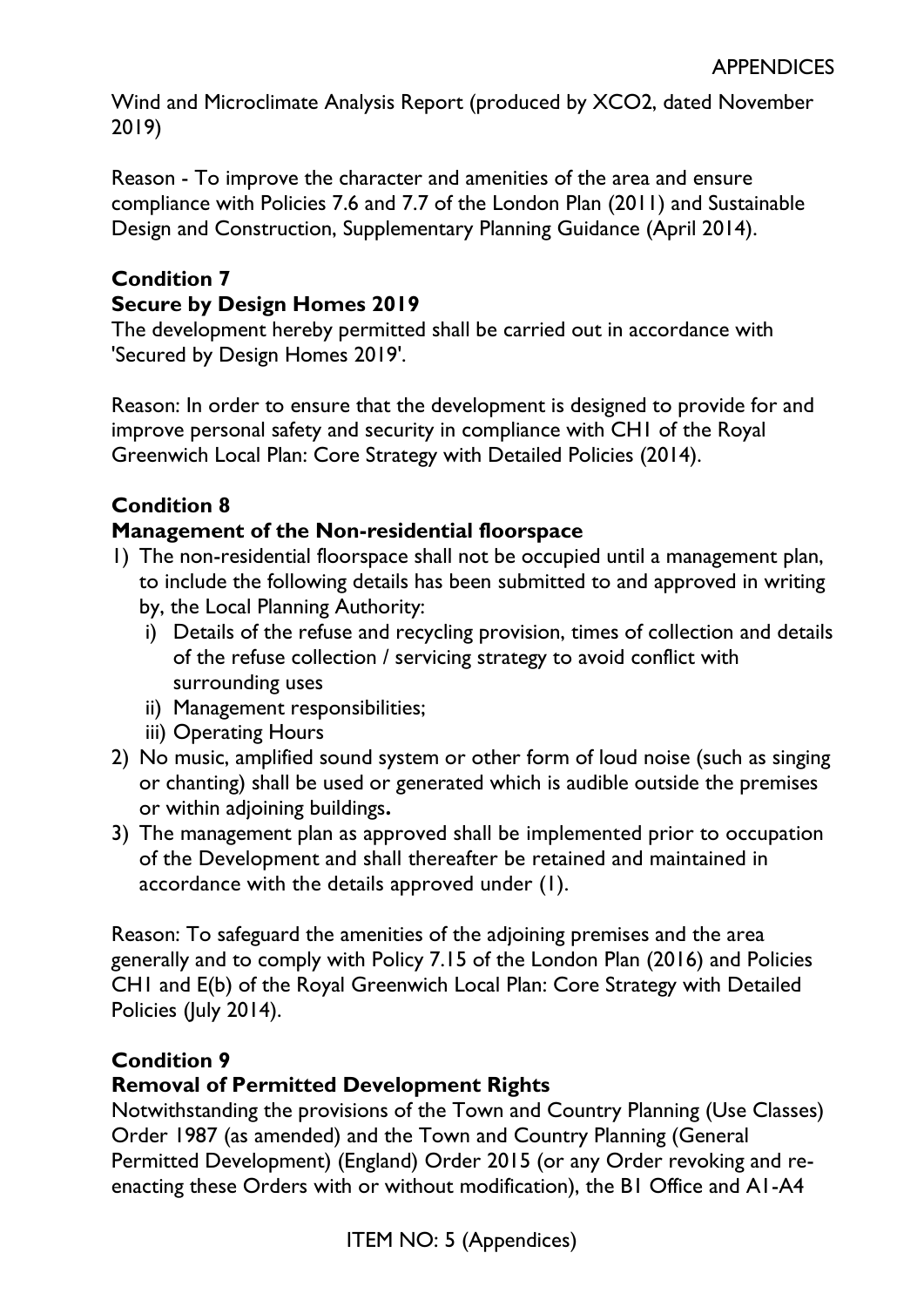Wind and Microclimate Analysis Report (produced by XCO2, dated November 2019)

Reason - To improve the character and amenities of the area and ensure compliance with Policies 7.6 and 7.7 of the London Plan (2011) and Sustainable Design and Construction, Supplementary Planning Guidance (April 2014).

**Condition 7**
**Secure by Design Homes 2019**

The development hereby permitted shall be carried out in accordance with 'Secured by Design Homes 2019'.

Reason: In order to ensure that the development is designed to provide for and improve personal safety and security in compliance with CH1 of the Royal Greenwich Local Plan: Core Strategy with Detailed Policies (2014).

**Condition 8**
**Management of the Non-residential floorspace**

1) The non-residential floorspace shall not be occupied until a management plan, to include the following details has been submitted to and approved in writing by, the Local Planning Authority:
   i) Details of the refuse and recycling provision, times of collection and details of the refuse collection / servicing strategy to avoid conflict with surrounding uses
   ii) Management responsibilities;
   iii) Operating Hours
2) No music, amplified sound system or other form of loud noise (such as singing or chanting) shall be used or generated which is audible outside the premises or within adjoining buildings**.**
3) The management plan as approved shall be implemented prior to occupation of the Development and shall thereafter be retained and maintained in accordance with the details approved under (1).

Reason: To safeguard the amenities of the adjoining premises and the area generally and to comply with Policy 7.15 of the London Plan (2016) and Policies CH1 and E(b) of the Royal Greenwich Local Plan: Core Strategy with Detailed Policies (July 2014).

**Condition 9**
**Removal of Permitted Development Rights**

Notwithstanding the provisions of the Town and Country Planning (Use Classes) Order 1987 (as amended) and the Town and Country Planning (General Permitted Development) (England) Order 2015 (or any Order revoking and re-enacting these Orders with or without modification), the B1 Office and A1-A4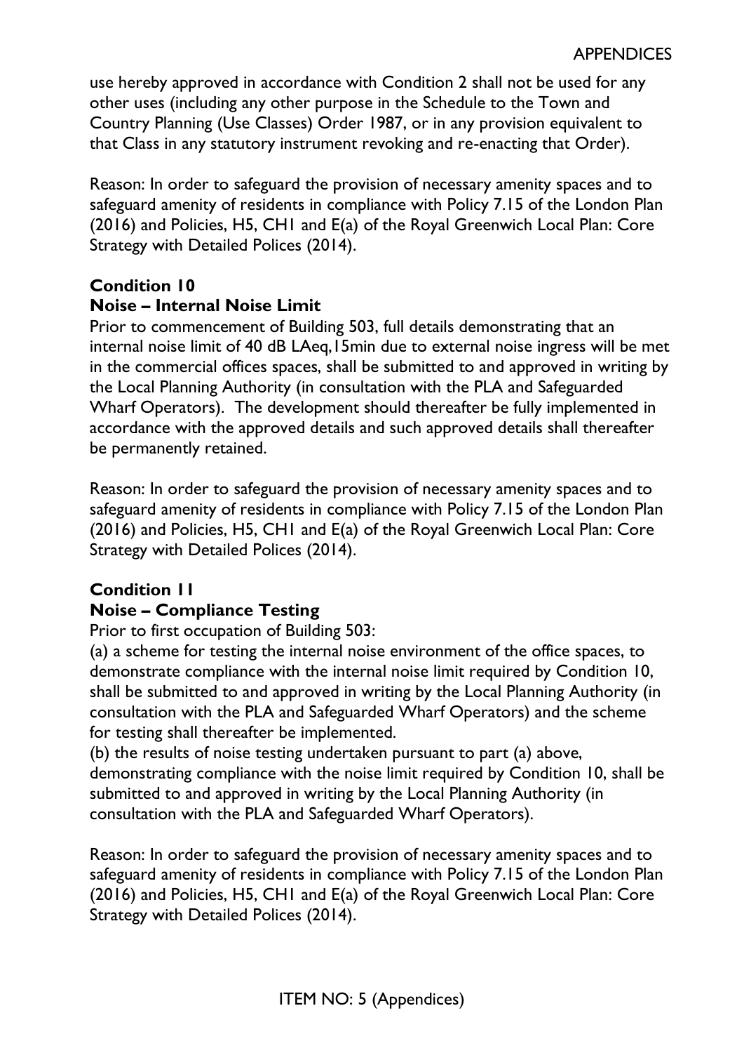use hereby approved in accordance with Condition 2 shall not be used for any other uses (including any other purpose in the Schedule to the Town and Country Planning (Use Classes) Order 1987, or in any provision equivalent to that Class in any statutory instrument revoking and re-enacting that Order).

Reason: In order to safeguard the provision of necessary amenity spaces and to safeguard amenity of residents in compliance with Policy 7.15 of the London Plan (2016) and Policies, H5, CH1 and E(a) of the Royal Greenwich Local Plan: Core Strategy with Detailed Polices (2014).

**Condition 10**
**Noise – Internal Noise Limit**

Prior to commencement of Building 503, full details demonstrating that an internal noise limit of 40 dB LAeq,15min due to external noise ingress will be met in the commercial offices spaces, shall be submitted to and approved in writing by the Local Planning Authority (in consultation with the PLA and Safeguarded Wharf Operators). The development should thereafter be fully implemented in accordance with the approved details and such approved details shall thereafter be permanently retained.

Reason: In order to safeguard the provision of necessary amenity spaces and to safeguard amenity of residents in compliance with Policy 7.15 of the London Plan (2016) and Policies, H5, CH1 and E(a) of the Royal Greenwich Local Plan: Core Strategy with Detailed Polices (2014).

**Condition 11**
**Noise – Compliance Testing**

Prior to first occupation of Building 503:

(a) a scheme for testing the internal noise environment of the office spaces, to demonstrate compliance with the internal noise limit required by Condition 10, shall be submitted to and approved in writing by the Local Planning Authority (in consultation with the PLA and Safeguarded Wharf Operators) and the scheme for testing shall thereafter be implemented.

(b) the results of noise testing undertaken pursuant to part (a) above, demonstrating compliance with the noise limit required by Condition 10, shall be submitted to and approved in writing by the Local Planning Authority (in consultation with the PLA and Safeguarded Wharf Operators).

Reason: In order to safeguard the provision of necessary amenity spaces and to safeguard amenity of residents in compliance with Policy 7.15 of the London Plan (2016) and Policies, H5, CH1 and E(a) of the Royal Greenwich Local Plan: Core Strategy with Detailed Polices (2014).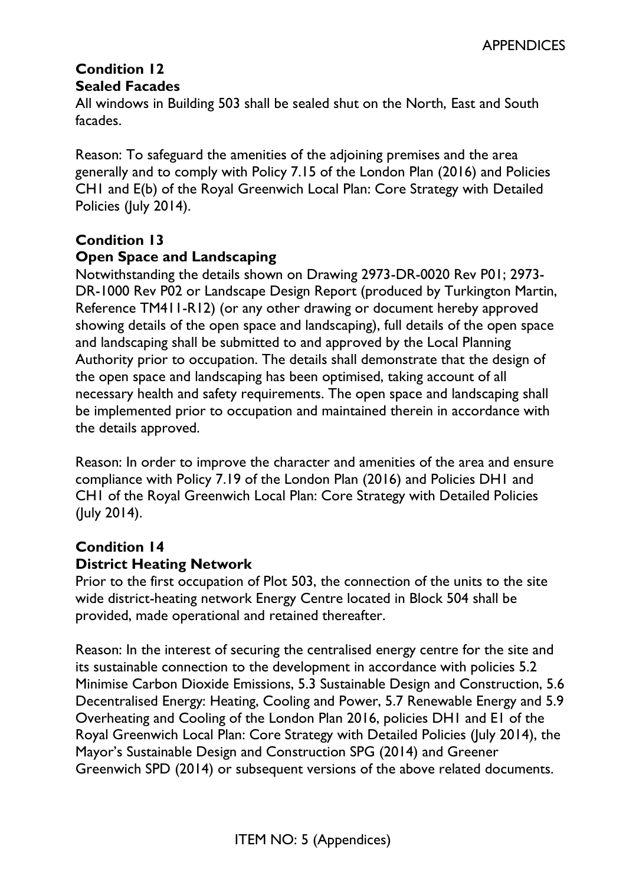**Condition 12**
**Sealed Facades**

All windows in Building 503 shall be sealed shut on the North, East and South facades.

Reason: To safeguard the amenities of the adjoining premises and the area generally and to comply with Policy 7.15 of the London Plan (2016) and Policies CH1 and E(b) of the Royal Greenwich Local Plan: Core Strategy with Detailed Policies (July 2014).

**Condition 13**
**Open Space and Landscaping**

Notwithstanding the details shown on Drawing 2973-DR-0020 Rev P01; 2973-DR-1000 Rev P02 or Landscape Design Report (produced by Turkington Martin, Reference TM411-R12) (or any other drawing or document hereby approved showing details of the open space and landscaping), full details of the open space and landscaping shall be submitted to and approved by the Local Planning Authority prior to occupation. The details shall demonstrate that the design of the open space and landscaping has been optimised, taking account of all necessary health and safety requirements. The open space and landscaping shall be implemented prior to occupation and maintained therein in accordance with the details approved.

Reason: In order to improve the character and amenities of the area and ensure compliance with Policy 7.19 of the London Plan (2016) and Policies DH1 and CH1 of the Royal Greenwich Local Plan: Core Strategy with Detailed Policies (July 2014).

**Condition 14**
**District Heating Network**

Prior to the first occupation of Plot 503, the connection of the units to the site wide district-heating network Energy Centre located in Block 504 shall be provided, made operational and retained thereafter.

Reason: In the interest of securing the centralised energy centre for the site and its sustainable connection to the development in accordance with policies 5.2 Minimise Carbon Dioxide Emissions, 5.3 Sustainable Design and Construction, 5.6 Decentralised Energy: Heating, Cooling and Power, 5.7 Renewable Energy and 5.9 Overheating and Cooling of the London Plan 2016, policies DH1 and E1 of the Royal Greenwich Local Plan: Core Strategy with Detailed Policies (July 2014), the Mayor's Sustainable Design and Construction SPG (2014) and Greener Greenwich SPD (2014) or subsequent versions of the above related documents.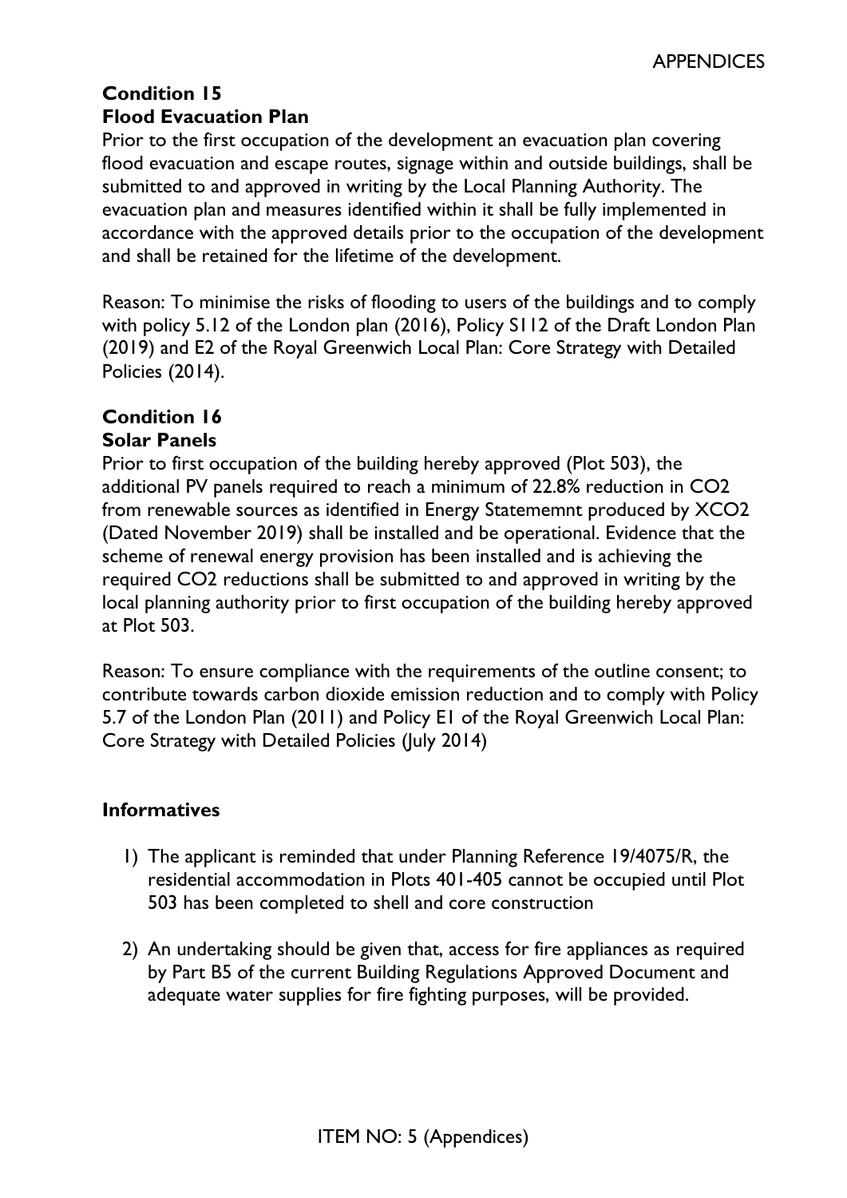**Condition 15**
**Flood Evacuation Plan**

Prior to the first occupation of the development an evacuation plan covering flood evacuation and escape routes, signage within and outside buildings, shall be submitted to and approved in writing by the Local Planning Authority. The evacuation plan and measures identified within it shall be fully implemented in accordance with the approved details prior to the occupation of the development and shall be retained for the lifetime of the development.

Reason: To minimise the risks of flooding to users of the buildings and to comply with policy 5.12 of the London plan (2016), Policy SI12 of the Draft London Plan (2019) and E2 of the Royal Greenwich Local Plan: Core Strategy with Detailed Policies (2014).

**Condition 16**
**Solar Panels**

Prior to first occupation of the building hereby approved (Plot 503), the additional PV panels required to reach a minimum of 22.8% reduction in $CO_2$ from renewable sources as identified in Energy Statememnt produced by XCO2 (Dated November 2019) shall be installed and be operational. Evidence that the scheme of renewal energy provision has been installed and is achieving the required $CO_2$ reductions shall be submitted to and approved in writing by the local planning authority prior to first occupation of the building hereby approved at Plot 503.

Reason: To ensure compliance with the requirements of the outline consent; to contribute towards carbon dioxide emission reduction and to comply with Policy 5.7 of the London Plan (2011) and Policy E1 of the Royal Greenwich Local Plan: Core Strategy with Detailed Policies (July 2014)

**Informatives**

1) The applicant is reminded that under Planning Reference 19/4075/R, the residential accommodation in Plots 401-405 cannot be occupied until Plot 503 has been completed to shell and core construction

2) An undertaking should be given that, access for fire appliances as required by Part B5 of the current Building Regulations Approved Document and adequate water supplies for fire fighting purposes, will be provided.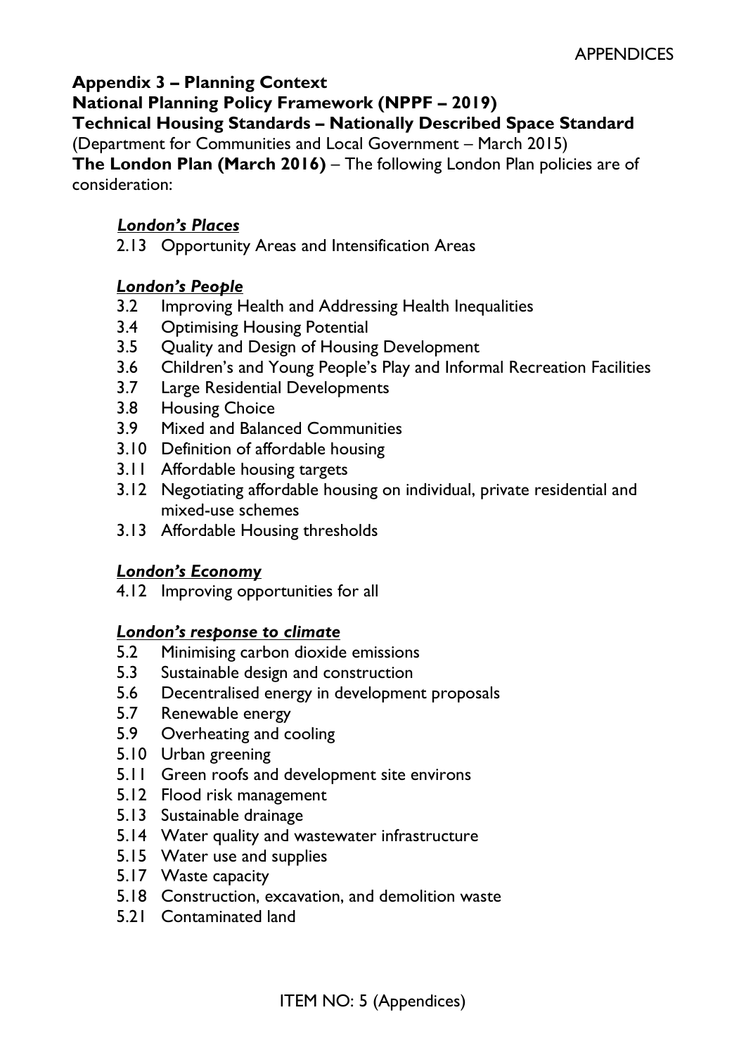**Appendix 3 – Planning Context**

**National Planning Policy Framework (NPPF – 2019)**

**Technical Housing Standards – Nationally Described Space Standard**
(Department for Communities and Local Government – March 2015)

**The London Plan (March 2016)** – The following London Plan policies are of consideration:

***London's Places***

2.13 Opportunity Areas and Intensification Areas

***London's People***

3.2 Improving Health and Addressing Health Inequalities
3.4 Optimising Housing Potential
3.5 Quality and Design of Housing Development
3.6 Children's and Young People's Play and Informal Recreation Facilities
3.7 Large Residential Developments
3.8 Housing Choice
3.9 Mixed and Balanced Communities
3.10 Definition of affordable housing
3.11 Affordable housing targets
3.12 Negotiating affordable housing on individual, private residential and mixed-use schemes
3.13 Affordable Housing thresholds

***London's Economy***

4.12 Improving opportunities for all

***London's response to climate***

5.2 Minimising carbon dioxide emissions
5.3 Sustainable design and construction
5.6 Decentralised energy in development proposals
5.7 Renewable energy
5.9 Overheating and cooling
5.10 Urban greening
5.11 Green roofs and development site environs
5.12 Flood risk management
5.13 Sustainable drainage
5.14 Water quality and wastewater infrastructure
5.15 Water use and supplies
5.17 Waste capacity
5.18 Construction, excavation, and demolition waste
5.21 Contaminated land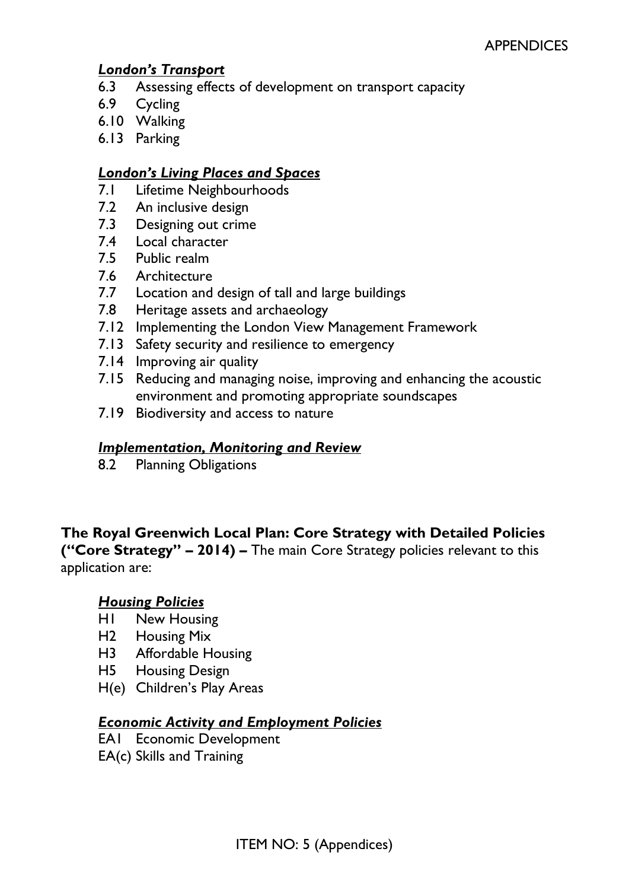***London's Transport***

- 6.3 Assessing effects of development on transport capacity
- 6.9 Cycling
- 6.10 Walking
- 6.13 Parking

***London's Living Places and Spaces***

- 7.1 Lifetime Neighbourhoods
- 7.2 An inclusive design
- 7.3 Designing out crime
- 7.4 Local character
- 7.5 Public realm
- 7.6 Architecture
- 7.7 Location and design of tall and large buildings
- 7.8 Heritage assets and archaeology
- 7.12 Implementing the London View Management Framework
- 7.13 Safety security and resilience to emergency
- 7.14 Improving air quality
- 7.15 Reducing and managing noise, improving and enhancing the acoustic environment and promoting appropriate soundscapes
- 7.19 Biodiversity and access to nature

***Implementation, Monitoring and Review***

- 8.2 Planning Obligations

**The Royal Greenwich Local Plan: Core Strategy with Detailed Policies ("Core Strategy" – 2014) –** The main Core Strategy policies relevant to this application are:

***Housing Policies***

- H1 New Housing
- H2 Housing Mix
- H3 Affordable Housing
- H5 Housing Design
- H(e) Children's Play Areas

***Economic Activity and Employment Policies***

- EA1 Economic Development
- EA(c) Skills and Training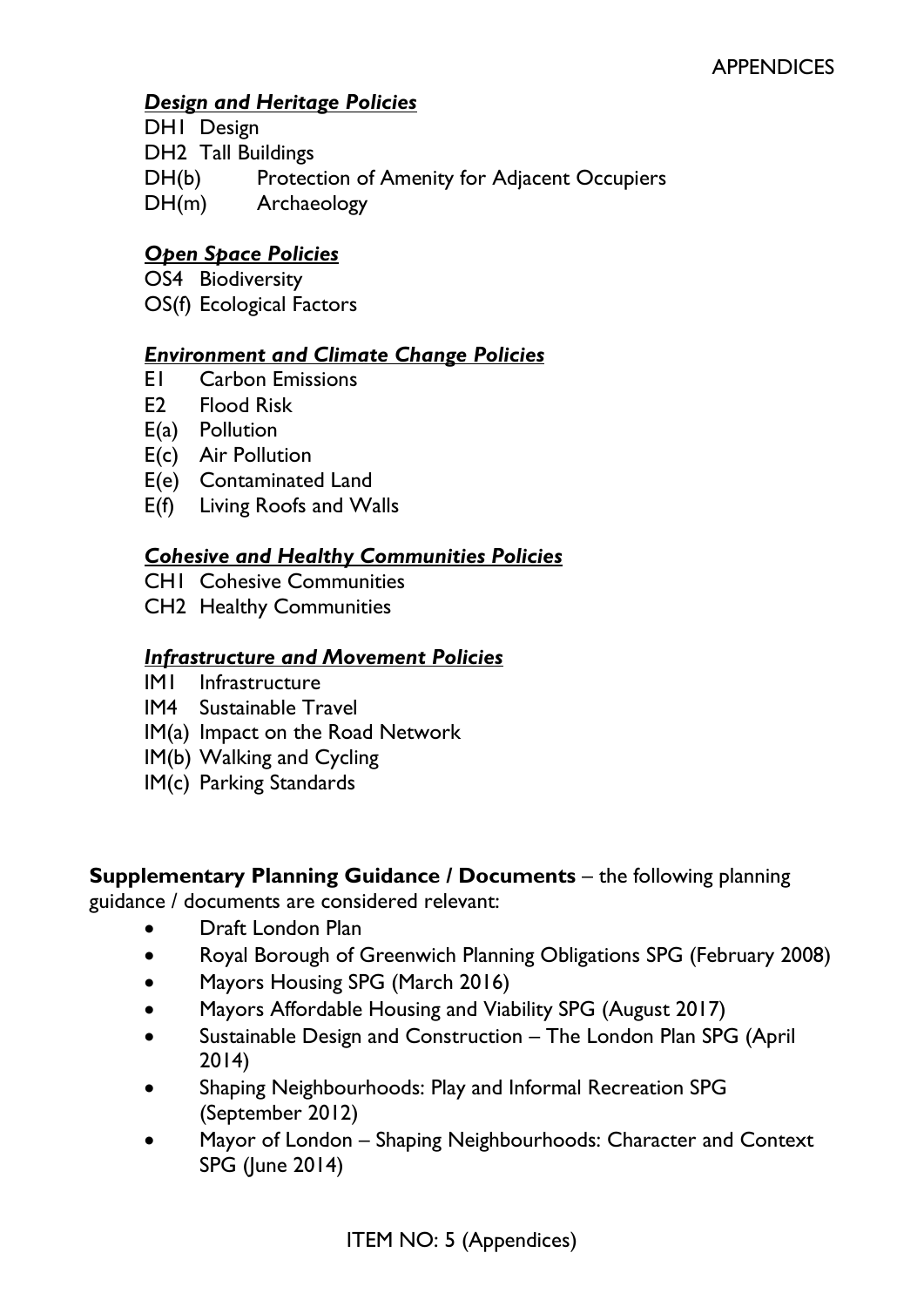***Design and Heritage Policies***

DH1 Design
DH2 Tall Buildings
DH(b) Protection of Amenity for Adjacent Occupiers
DH(m) Archaeology

***Open Space Policies***

OS4 Biodiversity
OS(f) Ecological Factors

***Environment and Climate Change Policies***

E1 Carbon Emissions
E2 Flood Risk
E(a) Pollution
E(c) Air Pollution
E(e) Contaminated Land
E(f) Living Roofs and Walls

***Cohesive and Healthy Communities Policies***

CH1 Cohesive Communities
CH2 Healthy Communities

***Infrastructure and Movement Policies***

IM1 Infrastructure
IM4 Sustainable Travel
IM(a) Impact on the Road Network
IM(b) Walking and Cycling
IM(c) Parking Standards

**Supplementary Planning Guidance / Documents** – the following planning guidance / documents are considered relevant:

- Draft London Plan
- Royal Borough of Greenwich Planning Obligations SPG (February 2008)
- Mayors Housing SPG (March 2016)
- Mayors Affordable Housing and Viability SPG (August 2017)
- Sustainable Design and Construction – The London Plan SPG (April 2014)
- Shaping Neighbourhoods: Play and Informal Recreation SPG (September 2012)
- Mayor of London – Shaping Neighbourhoods: Character and Context SPG (June 2014)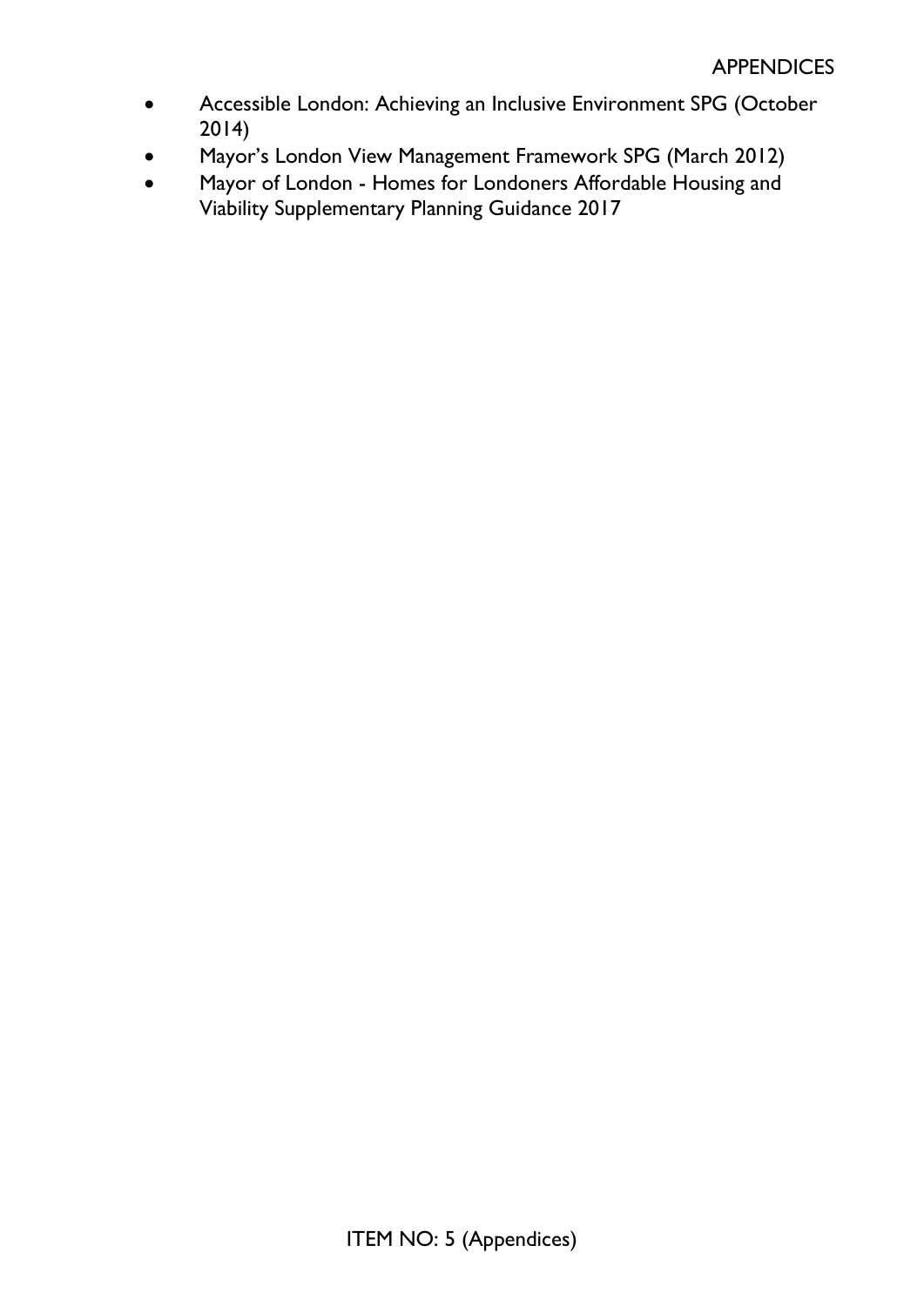- Accessible London: Achieving an Inclusive Environment SPG (October 2014)
- Mayor's London View Management Framework SPG (March 2012)
- Mayor of London - Homes for Londoners Affordable Housing and Viability Supplementary Planning Guidance 2017